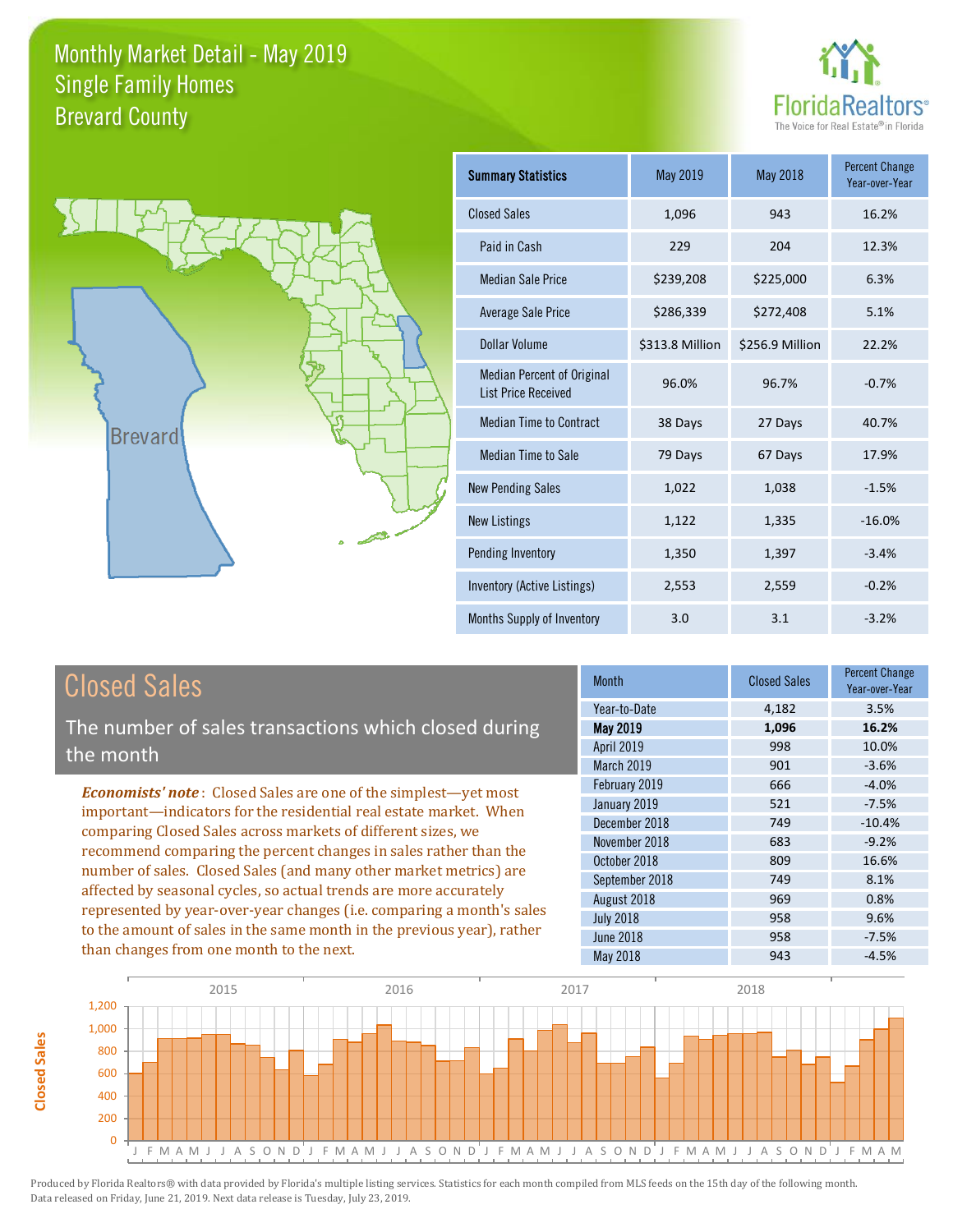# Monthly Market Detail - May 2019
## Single Family Homes
## Brevard County

FloridaRealtors®
The Voice for Real Estate® in Florida

Brevard

| Summary Statistics | May 2019 | May 2018 | Percent Change Year-over-Year |
|---|---|---|---|
| Closed Sales | 1,096 | 943 | 16.2% |
| Paid in Cash | 229 | 204 | 12.3% |
| Median Sale Price | $239,208 | $225,000 | 6.3% |
| Average Sale Price | $286,339 | $272,408 | 5.1% |
| Dollar Volume | $313.8 Million | $256.9 Million | 22.2% |
| Median Percent of Original List Price Received | 96.0% | 96.7% | -0.7% |
| Median Time to Contract | 38 Days | 27 Days | 40.7% |
| Median Time to Sale | 79 Days | 67 Days | 17.9% |
| New Pending Sales | 1,022 | 1,038 | -1.5% |
| New Listings | 1,122 | 1,335 | -16.0% |
| Pending Inventory | 1,350 | 1,397 | -3.4% |
| Inventory (Active Listings) | 2,553 | 2,559 | -0.2% |
| Months Supply of Inventory | 3.0 | 3.1 | -3.2% |

## Closed Sales

The number of sales transactions which closed during the month

***Economists' note***: Closed Sales are one of the simplest—yet most important—indicators for the residential real estate market. When comparing Closed Sales across markets of different sizes, we recommend comparing the percent changes in sales rather than the number of sales. Closed Sales (and many other market metrics) are affected by seasonal cycles, so actual trends are more accurately represented by year-over-year changes (i.e. comparing a month's sales to the amount of sales in the same month in the previous year), rather than changes from one month to the next.

| Month | Closed Sales | Percent Change Year-over-Year |
|---|---|---|
| Year-to-Date | 4,182 | 3.5% |
| **May 2019** | **1,096** | **16.2%** |
| April 2019 | 998 | 10.0% |
| March 2019 | 901 | -3.6% |
| February 2019 | 666 | -4.0% |
| January 2019 | 521 | -7.5% |
| December 2018 | 749 | -10.4% |
| November 2018 | 683 | -9.2% |
| October 2018 | 809 | 16.6% |
| September 2018 | 749 | 8.1% |
| August 2018 | 969 | 0.8% |
| July 2018 | 958 | 9.6% |
| June 2018 | 958 | -7.5% |
| May 2018 | 943 | -4.5% |

Produced by Florida Realtors® with data provided by Florida's multiple listing services. Statistics for each month compiled from MLS feeds on the 15th day of the following month. Data released on Friday, June 21, 2019. Next data release is Tuesday, July 23, 2019.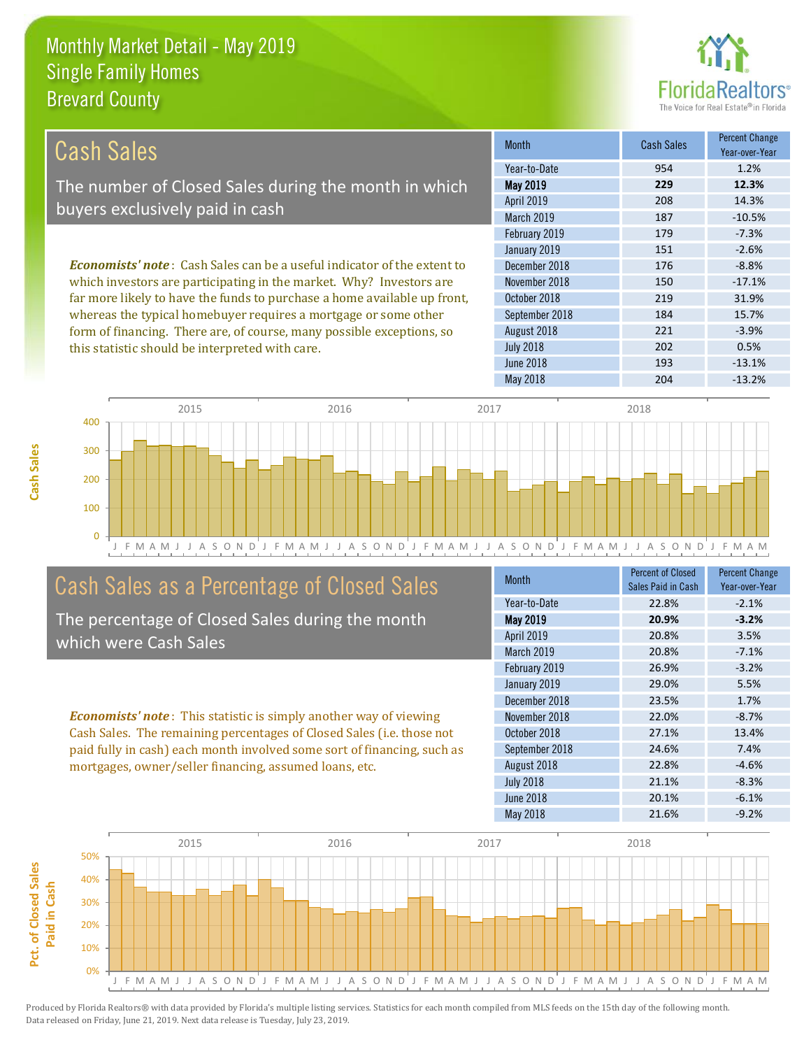# Monthly Market Detail - May 2019
## Single Family Homes
## Brevard County

## Cash Sales

The number of Closed Sales during the month in which buyers exclusively paid in cash

*Economists' note*: Cash Sales can be a useful indicator of the extent to which investors are participating in the market. Why? Investors are far more likely to have the funds to purchase a home available up front, whereas the typical homebuyer requires a mortgage or some other form of financing. There are, of course, many possible exceptions, so this statistic should be interpreted with care.

| Month | Cash Sales | Percent Change Year-over-Year |
|---|---|---|
| Year-to-Date | 954 | 1.2% |
| **May 2019** | **229** | **12.3%** |
| April 2019 | 208 | 14.3% |
| March 2019 | 187 | -10.5% |
| February 2019 | 179 | -7.3% |
| January 2019 | 151 | -2.6% |
| December 2018 | 176 | -8.8% |
| November 2018 | 150 | -17.1% |
| October 2018 | 219 | 31.9% |
| September 2018 | 184 | 15.7% |
| August 2018 | 221 | -3.9% |
| July 2018 | 202 | 0.5% |
| June 2018 | 193 | -13.1% |
| May 2018 | 204 | -13.2% |

## Cash Sales as a Percentage of Closed Sales

The percentage of Closed Sales during the month which were Cash Sales

*Economists' note*: This statistic is simply another way of viewing Cash Sales. The remaining percentages of Closed Sales (i.e. those not paid fully in cash) each month involved some sort of financing, such as mortgages, owner/seller financing, assumed loans, etc.

| Month | Percent of Closed Sales Paid in Cash | Percent Change Year-over-Year |
|---|---|---|
| Year-to-Date | 22.8% | -2.1% |
| **May 2019** | **20.9%** | **-3.2%** |
| April 2019 | 20.8% | 3.5% |
| March 2019 | 20.8% | -7.1% |
| February 2019 | 26.9% | -3.2% |
| January 2019 | 29.0% | 5.5% |
| December 2018 | 23.5% | 1.7% |
| November 2018 | 22.0% | -8.7% |
| October 2018 | 27.1% | 13.4% |
| September 2018 | 24.6% | 7.4% |
| August 2018 | 22.8% | -4.6% |
| July 2018 | 21.1% | -8.3% |
| June 2018 | 20.1% | -6.1% |
| May 2018 | 21.6% | -9.2% |

Produced by Florida Realtors® with data provided by Florida's multiple listing services. Statistics for each month compiled from MLS feeds on the 15th day of the following month. Data released on Friday, June 21, 2019. Next data release is Tuesday, July 23, 2019.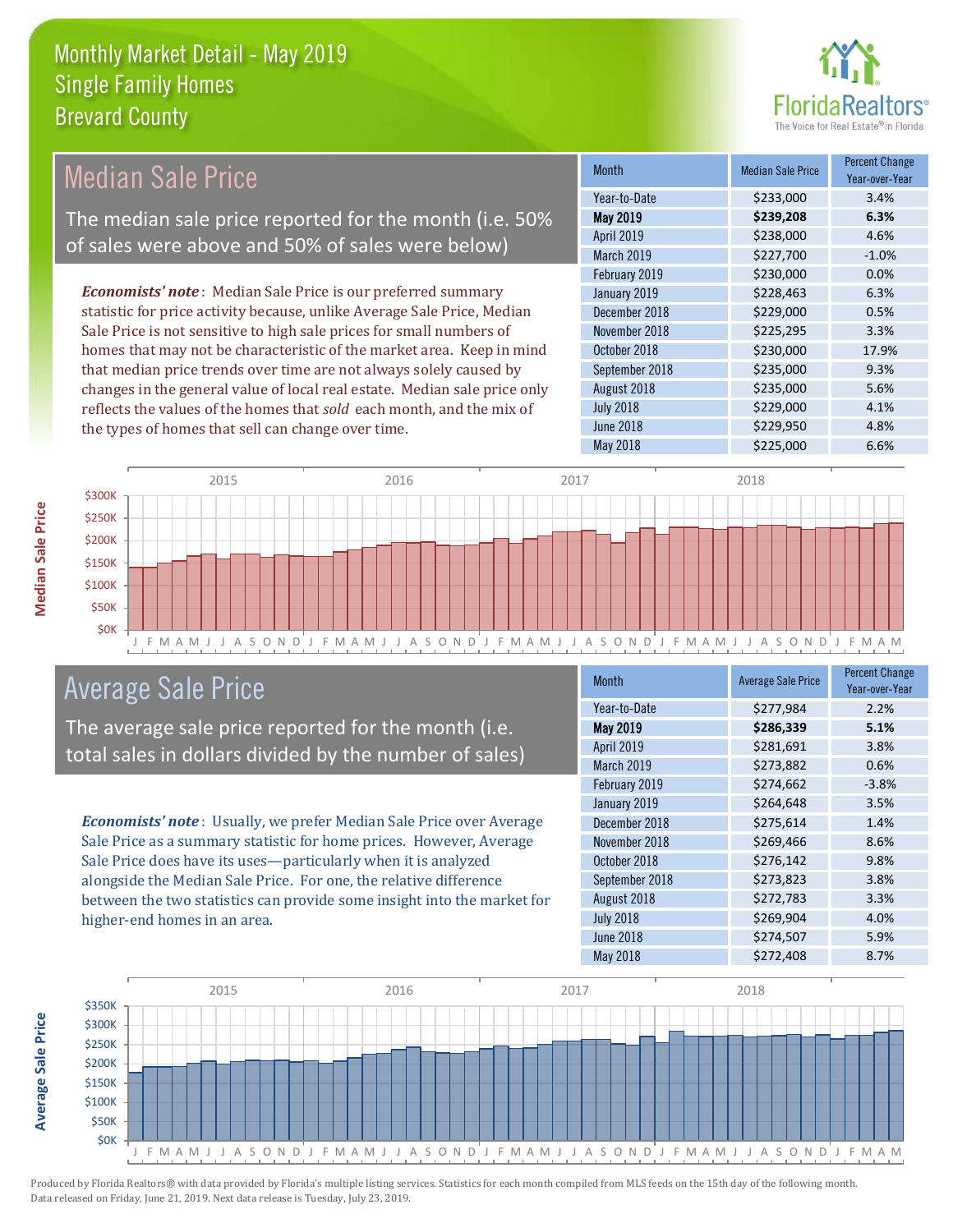# Monthly Market Detail - May 2019
## Single Family Homes
## Brevard County

## Median Sale Price

The median sale price reported for the month (i.e. 50% of sales were above and 50% of sales were below)

***Economists' note***: Median Sale Price is our preferred summary statistic for price activity because, unlike Average Sale Price, Median Sale Price is not sensitive to high sale prices for small numbers of homes that may not be characteristic of the market area. Keep in mind that median price trends over time are not always solely caused by changes in the general value of local real estate. Median sale price only reflects the values of the homes that *sold* each month, and the mix of the types of homes that sell can change over time.

| Month | Median Sale Price | Percent Change Year-over-Year |
|---|---|---|
| Year-to-Date | $233,000 | 3.4% |
| **May 2019** | **$239,208** | **6.3%** |
| April 2019 | $238,000 | 4.6% |
| March 2019 | $227,700 | -1.0% |
| February 2019 | $230,000 | 0.0% |
| January 2019 | $228,463 | 6.3% |
| December 2018 | $229,000 | 0.5% |
| November 2018 | $225,295 | 3.3% |
| October 2018 | $230,000 | 17.9% |
| September 2018 | $235,000 | 9.3% |
| August 2018 | $235,000 | 5.6% |
| July 2018 | $229,000 | 4.1% |
| June 2018 | $229,950 | 4.8% |
| May 2018 | $225,000 | 6.6% |

## Average Sale Price

The average sale price reported for the month (i.e. total sales in dollars divided by the number of sales)

***Economists' note***: Usually, we prefer Median Sale Price over Average Sale Price as a summary statistic for home prices. However, Average Sale Price does have its uses—particularly when it is analyzed alongside the Median Sale Price. For one, the relative difference between the two statistics can provide some insight into the market for higher-end homes in an area.

| Month | Average Sale Price | Percent Change Year-over-Year |
|---|---|---|
| Year-to-Date | $277,984 | 2.2% |
| **May 2019** | **$286,339** | **5.1%** |
| April 2019 | $281,691 | 3.8% |
| March 2019 | $273,882 | 0.6% |
| February 2019 | $274,662 | -3.8% |
| January 2019 | $264,648 | 3.5% |
| December 2018 | $275,614 | 1.4% |
| November 2018 | $269,466 | 8.6% |
| October 2018 | $276,142 | 9.8% |
| September 2018 | $273,823 | 3.8% |
| August 2018 | $272,783 | 3.3% |
| July 2018 | $269,904 | 4.0% |
| June 2018 | $274,507 | 5.9% |
| May 2018 | $272,408 | 8.7% |

Produced by Florida Realtors® with data provided by Florida's multiple listing services. Statistics for each month compiled from MLS feeds on the 15th day of the following month. Data released on Friday, June 21, 2019. Next data release is Tuesday, July 23, 2019.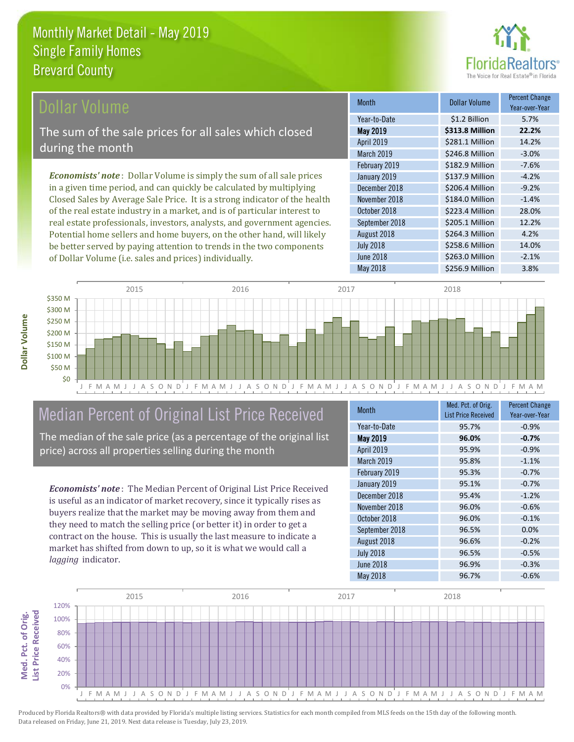# Monthly Market Detail - May 2019
## Single Family Homes
## Brevard County

## Dollar Volume

The sum of the sale prices for all sales which closed during the month

***Economists' note***: Dollar Volume is simply the sum of all sale prices in a given time period, and can quickly be calculated by multiplying Closed Sales by Average Sale Price. It is a strong indicator of the health of the real estate industry in a market, and is of particular interest to real estate professionals, investors, analysts, and government agencies. Potential home sellers and home buyers, on the other hand, will likely be better served by paying attention to trends in the two components of Dollar Volume (i.e. sales and prices) individually.

| Month | Dollar Volume | Percent Change Year-over-Year |
|---|---|---|
| Year-to-Date | $1.2 Billion | 5.7% |
| **May 2019** | **$313.8 Million** | **22.2%** |
| April 2019 | $281.1 Million | 14.2% |
| March 2019 | $246.8 Million | -3.0% |
| February 2019 | $182.9 Million | -7.6% |
| January 2019 | $137.9 Million | -4.2% |
| December 2018 | $206.4 Million | -9.2% |
| November 2018 | $184.0 Million | -1.4% |
| October 2018 | $223.4 Million | 28.0% |
| September 2018 | $205.1 Million | 12.2% |
| August 2018 | $264.3 Million | 4.2% |
| July 2018 | $258.6 Million | 14.0% |
| June 2018 | $263.0 Million | -2.1% |
| May 2018 | $256.9 Million | 3.8% |

## Median Percent of Original List Price Received

The median of the sale price (as a percentage of the original list price) across all properties selling during the month

***Economists' note***: The Median Percent of Original List Price Received is useful as an indicator of market recovery, since it typically rises as buyers realize that the market may be moving away from them and they need to match the selling price (or better it) in order to get a contract on the house. This is usually the last measure to indicate a market has shifted from down to up, so it is what we would call a *lagging* indicator.

| Month | Med. Pct. of Orig. List Price Received | Percent Change Year-over-Year |
|---|---|---|
| Year-to-Date | 95.7% | -0.9% |
| **May 2019** | **96.0%** | **-0.7%** |
| April 2019 | 95.9% | -0.9% |
| March 2019 | 95.8% | -1.1% |
| February 2019 | 95.3% | -0.7% |
| January 2019 | 95.1% | -0.7% |
| December 2018 | 95.4% | -1.2% |
| November 2018 | 96.0% | -0.6% |
| October 2018 | 96.0% | -0.1% |
| September 2018 | 96.5% | 0.0% |
| August 2018 | 96.6% | -0.2% |
| July 2018 | 96.5% | -0.5% |
| June 2018 | 96.9% | -0.3% |
| May 2018 | 96.7% | -0.6% |

Produced by Florida Realtors® with data provided by Florida's multiple listing services. Statistics for each month compiled from MLS feeds on the 15th day of the following month. Data released on Friday, June 21, 2019. Next data release is Tuesday, July 23, 2019.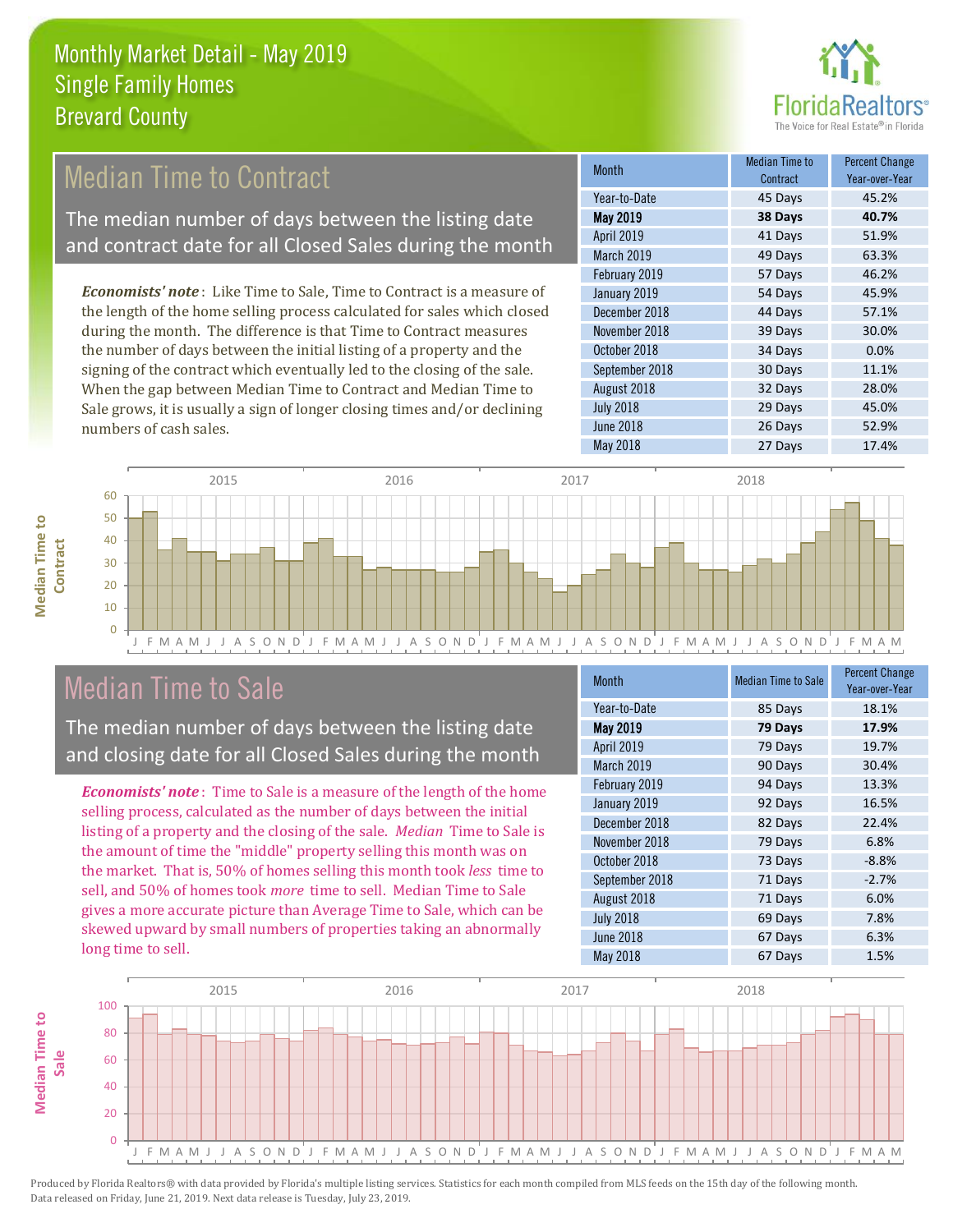# Monthly Market Detail - May 2019
## Single Family Homes
## Brevard County

## Median Time to Contract

The median number of days between the listing date and contract date for all Closed Sales during the month

*Economists' note*: Like Time to Sale, Time to Contract is a measure of the length of the home selling process calculated for sales which closed during the month. The difference is that Time to Contract measures the number of days between the initial listing of a property and the signing of the contract which eventually led to the closing of the sale. When the gap between Median Time to Contract and Median Time to Sale grows, it is usually a sign of longer closing times and/or declining numbers of cash sales.

| Month | Median Time to Contract | Percent Change Year-over-Year |
|---|---|---|
| Year-to-Date | 45 Days | 45.2% |
| **May 2019** | **38 Days** | **40.7%** |
| April 2019 | 41 Days | 51.9% |
| March 2019 | 49 Days | 63.3% |
| February 2019 | 57 Days | 46.2% |
| January 2019 | 54 Days | 45.9% |
| December 2018 | 44 Days | 57.1% |
| November 2018 | 39 Days | 30.0% |
| October 2018 | 34 Days | 0.0% |
| September 2018 | 30 Days | 11.1% |
| August 2018 | 32 Days | 28.0% |
| July 2018 | 29 Days | 45.0% |
| June 2018 | 26 Days | 52.9% |
| May 2018 | 27 Days | 17.4% |

## Median Time to Sale

The median number of days between the listing date and closing date for all Closed Sales during the month

*Economists' note*: Time to Sale is a measure of the length of the home selling process, calculated as the number of days between the initial listing of a property and the closing of the sale. *Median* Time to Sale is the amount of time the "middle" property selling this month was on the market. That is, 50% of homes selling this month took *less* time to sell, and 50% of homes took *more* time to sell. Median Time to Sale gives a more accurate picture than Average Time to Sale, which can be skewed upward by small numbers of properties taking an abnormally long time to sell.

| Month | Median Time to Sale | Percent Change Year-over-Year |
|---|---|---|
| Year-to-Date | 85 Days | 18.1% |
| **May 2019** | **79 Days** | **17.9%** |
| April 2019 | 79 Days | 19.7% |
| March 2019 | 90 Days | 30.4% |
| February 2019 | 94 Days | 13.3% |
| January 2019 | 92 Days | 16.5% |
| December 2018 | 82 Days | 22.4% |
| November 2018 | 79 Days | 6.8% |
| October 2018 | 73 Days | -8.8% |
| September 2018 | 71 Days | -2.7% |
| August 2018 | 71 Days | 6.0% |
| July 2018 | 69 Days | 7.8% |
| June 2018 | 67 Days | 6.3% |
| May 2018 | 67 Days | 1.5% |

Produced by Florida Realtors® with data provided by Florida's multiple listing services. Statistics for each month compiled from MLS feeds on the 15th day of the following month. Data released on Friday, June 21, 2019. Next data release is Tuesday, July 23, 2019.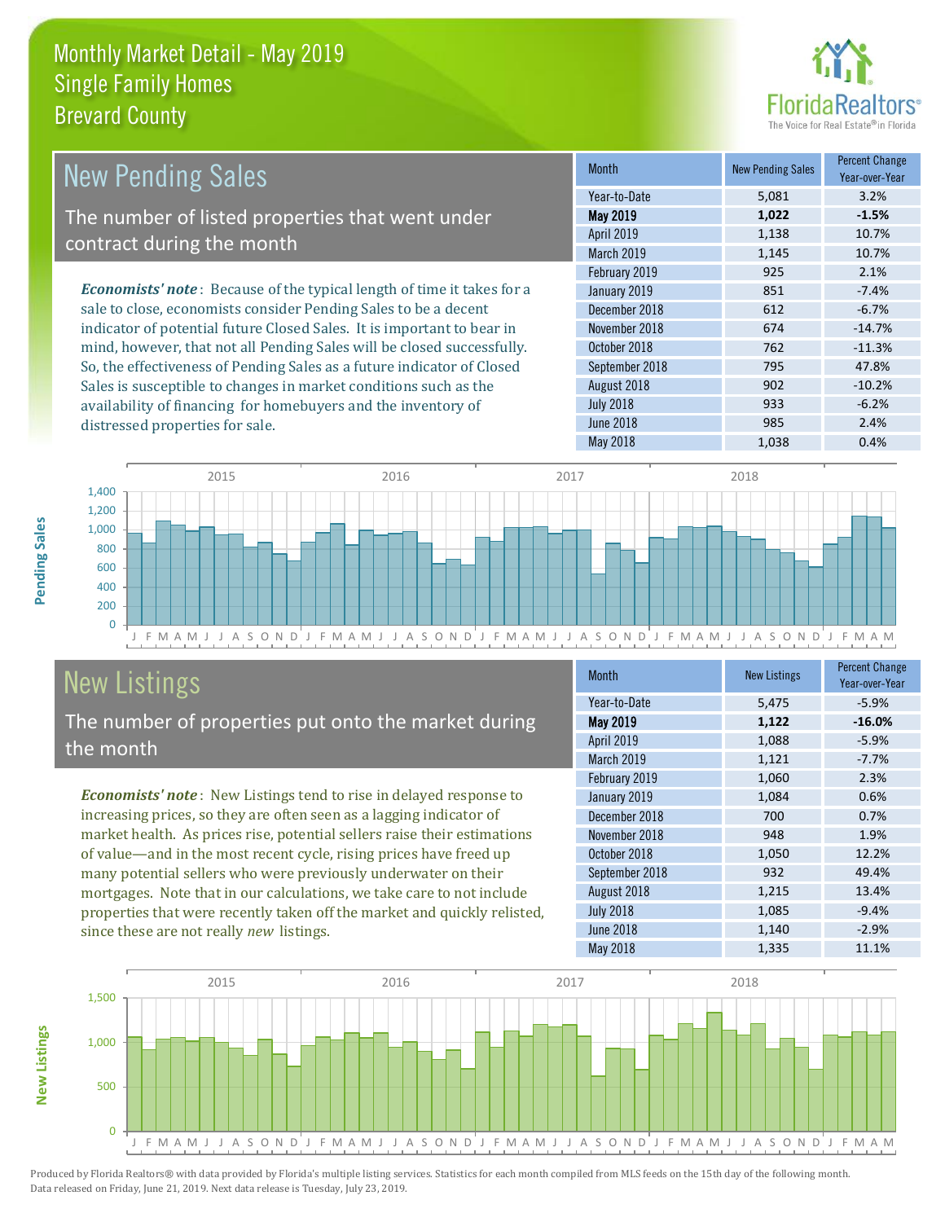# Monthly Market Detail - May 2019
## Single Family Homes
## Brevard County

## New Pending Sales

The number of listed properties that went under contract during the month

*Economists' note*: Because of the typical length of time it takes for a sale to close, economists consider Pending Sales to be a decent indicator of potential future Closed Sales. It is important to bear in mind, however, that not all Pending Sales will be closed successfully. So, the effectiveness of Pending Sales as a future indicator of Closed Sales is susceptible to changes in market conditions such as the availability of financing for homebuyers and the inventory of distressed properties for sale.

| Month | New Pending Sales | Percent Change Year-over-Year |
|---|---|---|
| Year-to-Date | 5,081 | 3.2% |
| **May 2019** | **1,022** | **-1.5%** |
| April 2019 | 1,138 | 10.7% |
| March 2019 | 1,145 | 10.7% |
| February 2019 | 925 | 2.1% |
| January 2019 | 851 | -7.4% |
| December 2018 | 612 | -6.7% |
| November 2018 | 674 | -14.7% |
| October 2018 | 762 | -11.3% |
| September 2018 | 795 | 47.8% |
| August 2018 | 902 | -10.2% |
| July 2018 | 933 | -6.2% |
| June 2018 | 985 | 2.4% |
| May 2018 | 1,038 | 0.4% |

## New Listings

The number of properties put onto the market during the month

*Economists' note*: New Listings tend to rise in delayed response to increasing prices, so they are often seen as a lagging indicator of market health. As prices rise, potential sellers raise their estimations of value—and in the most recent cycle, rising prices have freed up many potential sellers who were previously underwater on their mortgages. Note that in our calculations, we take care to not include properties that were recently taken off the market and quickly relisted, since these are not really *new* listings.

| Month | New Listings | Percent Change Year-over-Year |
|---|---|---|
| Year-to-Date | 5,475 | -5.9% |
| **May 2019** | **1,122** | **-16.0%** |
| April 2019 | 1,088 | -5.9% |
| March 2019 | 1,121 | -7.7% |
| February 2019 | 1,060 | 2.3% |
| January 2019 | 1,084 | 0.6% |
| December 2018 | 700 | 0.7% |
| November 2018 | 948 | 1.9% |
| October 2018 | 1,050 | 12.2% |
| September 2018 | 932 | 49.4% |
| August 2018 | 1,215 | 13.4% |
| July 2018 | 1,085 | -9.4% |
| June 2018 | 1,140 | -2.9% |
| May 2018 | 1,335 | 11.1% |

Produced by Florida Realtors® with data provided by Florida's multiple listing services. Statistics for each month compiled from MLS feeds on the 15th day of the following month. Data released on Friday, June 21, 2019. Next data release is Tuesday, July 23, 2019.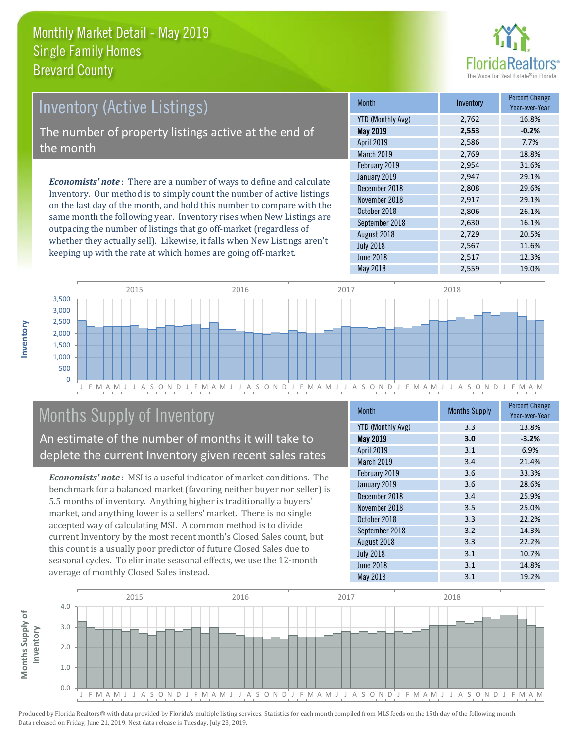# Monthly Market Detail - May 2019
## Single Family Homes
## Brevard County

## Inventory (Active Listings)

The number of property listings active at the end of the month

***Economists' note***: There are a number of ways to define and calculate Inventory. Our method is to simply count the number of active listings on the last day of the month, and hold this number to compare with the same month the following year. Inventory rises when New Listings are outpacing the number of listings that go off-market (regardless of whether they actually sell). Likewise, it falls when New Listings aren't keeping up with the rate at which homes are going off-market.

| Month | Inventory | Percent Change Year-over-Year |
|---|---|---|
| YTD (Monthly Avg) | 2,762 | 16.8% |
| **May 2019** | **2,553** | **-0.2%** |
| April 2019 | 2,586 | 7.7% |
| March 2019 | 2,769 | 18.8% |
| February 2019 | 2,954 | 31.6% |
| January 2019 | 2,947 | 29.1% |
| December 2018 | 2,808 | 29.6% |
| November 2018 | 2,917 | 29.1% |
| October 2018 | 2,806 | 26.1% |
| September 2018 | 2,630 | 16.1% |
| August 2018 | 2,729 | 20.5% |
| July 2018 | 2,567 | 11.6% |
| June 2018 | 2,517 | 12.3% |
| May 2018 | 2,559 | 19.0% |

## Months Supply of Inventory

An estimate of the number of months it will take to deplete the current Inventory given recent sales rates

***Economists' note***: MSI is a useful indicator of market conditions. The benchmark for a balanced market (favoring neither buyer nor seller) is 5.5 months of inventory. Anything higher is traditionally a buyers' market, and anything lower is a sellers' market. There is no single accepted way of calculating MSI. A common method is to divide current Inventory by the most recent month's Closed Sales count, but this count is a usually poor predictor of future Closed Sales due to seasonal cycles. To eliminate seasonal effects, we use the 12-month average of monthly Closed Sales instead.

| Month | Months Supply | Percent Change Year-over-Year |
|---|---|---|
| YTD (Monthly Avg) | 3.3 | 13.8% |
| **May 2019** | **3.0** | **-3.2%** |
| April 2019 | 3.1 | 6.9% |
| March 2019 | 3.4 | 21.4% |
| February 2019 | 3.6 | 33.3% |
| January 2019 | 3.6 | 28.6% |
| December 2018 | 3.4 | 25.9% |
| November 2018 | 3.5 | 25.0% |
| October 2018 | 3.3 | 22.2% |
| September 2018 | 3.2 | 14.3% |
| August 2018 | 3.3 | 22.2% |
| July 2018 | 3.1 | 10.7% |
| June 2018 | 3.1 | 14.8% |
| May 2018 | 3.1 | 19.2% |

Produced by Florida Realtors® with data provided by Florida's multiple listing services. Statistics for each month compiled from MLS feeds on the 15th day of the following month. Data released on Friday, June 21, 2019. Next data release is Tuesday, July 23, 2019.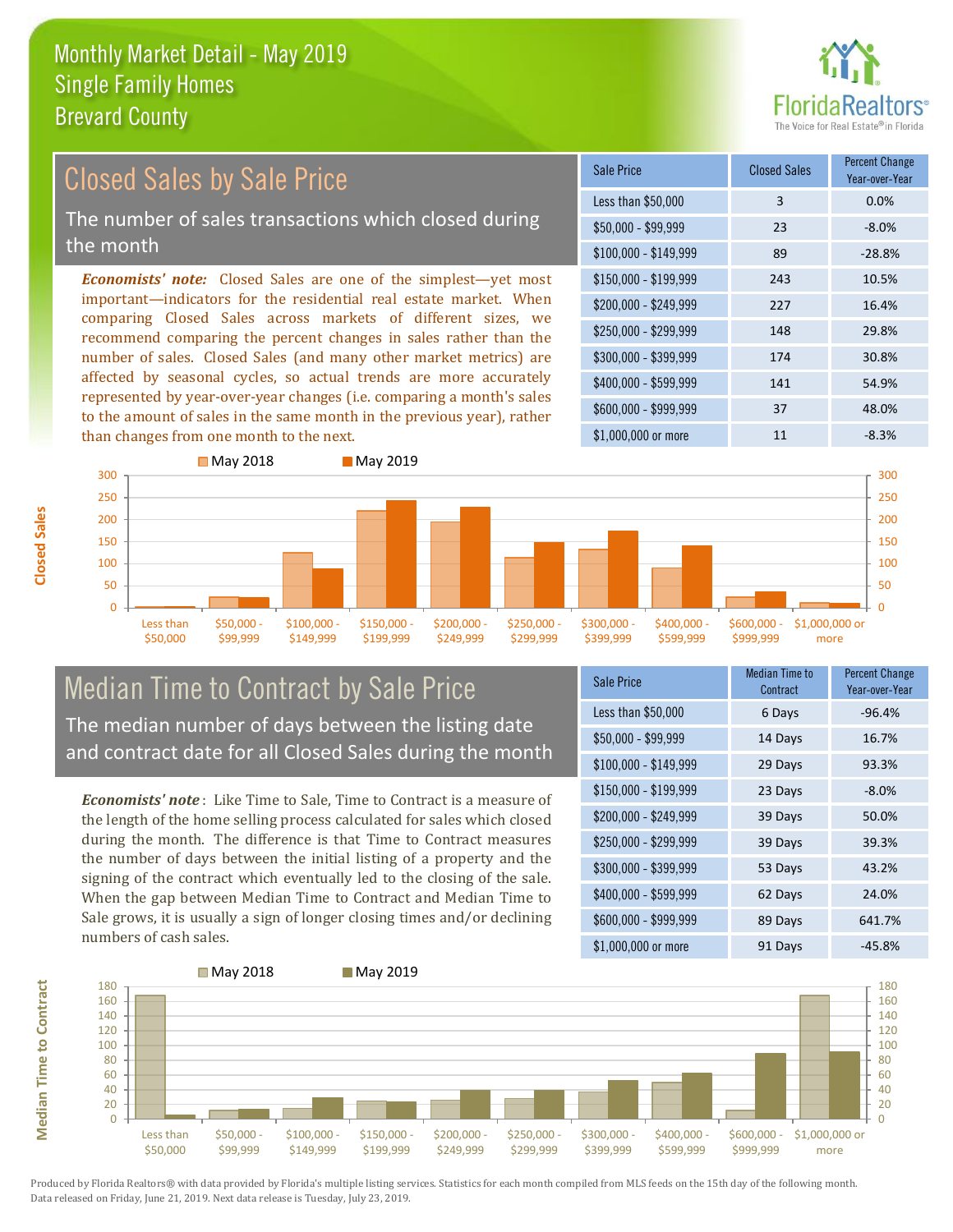# Monthly Market Detail - May 2019
## Single Family Homes
## Brevard County

## Closed Sales by Sale Price

The number of sales transactions which closed during the month

***Economists' note:*** Closed Sales are one of the simplest—yet most important—indicators for the residential real estate market. When comparing Closed Sales across markets of different sizes, we recommend comparing the percent changes in sales rather than the number of sales. Closed Sales (and many other market metrics) are affected by seasonal cycles, so actual trends are more accurately represented by year-over-year changes (i.e. comparing a month's sales to the amount of sales in the same month in the previous year), rather than changes from one month to the next.

| Sale Price | Closed Sales | Percent Change Year-over-Year |
|---|---|---|
| Less than $50,000 | 3 | 0.0% |
| $50,000 - $99,999 | 23 | -8.0% |
| $100,000 - $149,999 | 89 | -28.8% |
| $150,000 - $199,999 | 243 | 10.5% |
| $200,000 - $249,999 | 227 | 16.4% |
| $250,000 - $299,999 | 148 | 29.8% |
| $300,000 - $399,999 | 174 | 30.8% |
| $400,000 - $599,999 | 141 | 54.9% |
| $600,000 - $999,999 | 37 | 48.0% |
| $1,000,000 or more | 11 | -8.3% |

## Median Time to Contract by Sale Price

The median number of days between the listing date and contract date for all Closed Sales during the month

***Economists' note***: Like Time to Sale, Time to Contract is a measure of the length of the home selling process calculated for sales which closed during the month. The difference is that Time to Contract measures the number of days between the initial listing of a property and the signing of the contract which eventually led to the closing of the sale. When the gap between Median Time to Contract and Median Time to Sale grows, it is usually a sign of longer closing times and/or declining numbers of cash sales.

| Sale Price | Median Time to Contract | Percent Change Year-over-Year |
|---|---|---|
| Less than $50,000 | 6 Days | -96.4% |
| $50,000 - $99,999 | 14 Days | 16.7% |
| $100,000 - $149,999 | 29 Days | 93.3% |
| $150,000 - $199,999 | 23 Days | -8.0% |
| $200,000 - $249,999 | 39 Days | 50.0% |
| $250,000 - $299,999 | 39 Days | 39.3% |
| $300,000 - $399,999 | 53 Days | 43.2% |
| $400,000 - $599,999 | 62 Days | 24.0% |
| $600,000 - $999,999 | 89 Days | 641.7% |
| $1,000,000 or more | 91 Days | -45.8% |

Produced by Florida Realtors® with data provided by Florida's multiple listing services. Statistics for each month compiled from MLS feeds on the 15th day of the following month. Data released on Friday, June 21, 2019. Next data release is Tuesday, July 23, 2019.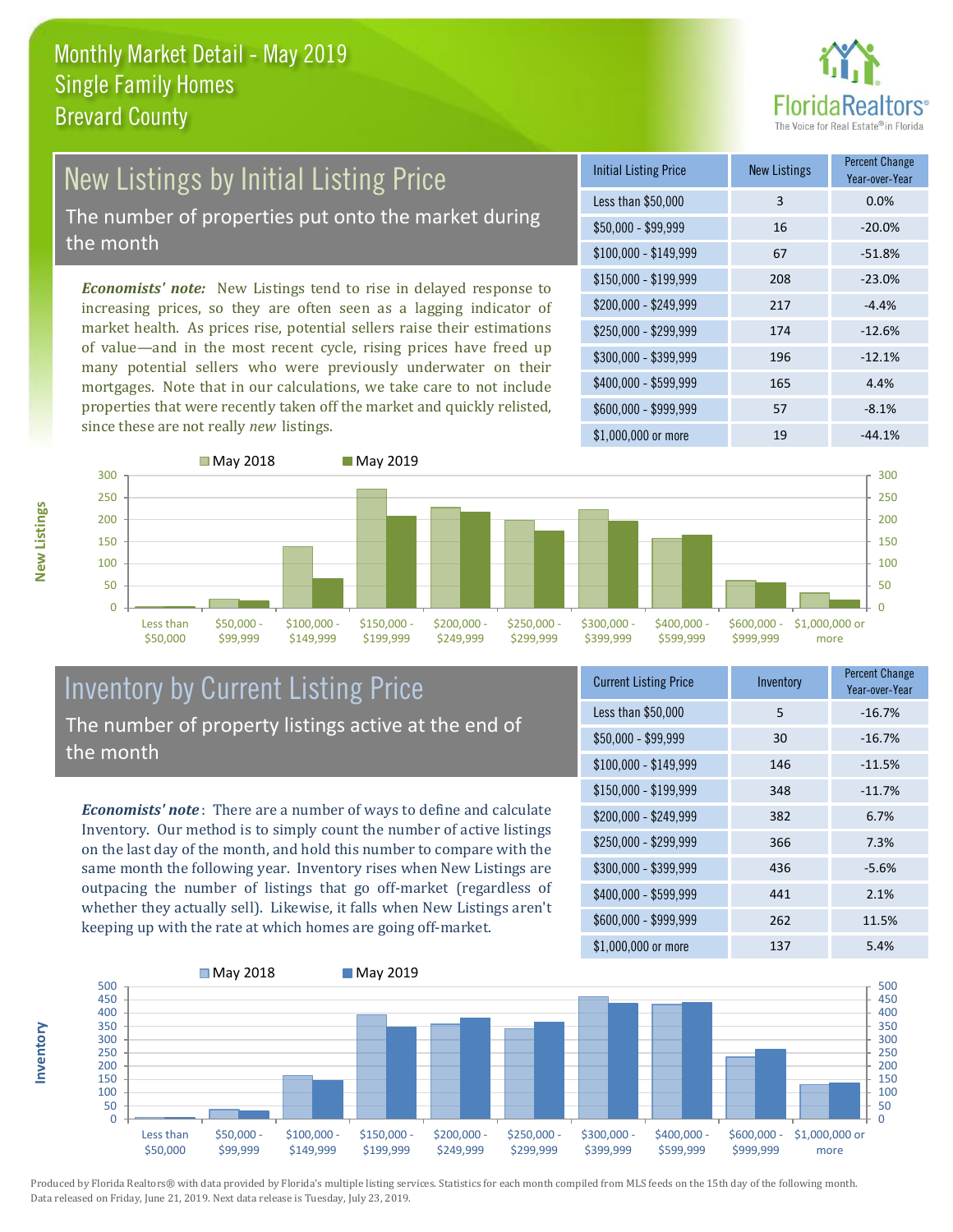Monthly Market Detail - May 2019
Single Family Homes
Brevard County

## New Listings by Initial Listing Price

The number of properties put onto the market during the month

*Economists' note:* New Listings tend to rise in delayed response to increasing prices, so they are often seen as a lagging indicator of market health. As prices rise, potential sellers raise their estimations of value—and in the most recent cycle, rising prices have freed up many potential sellers who were previously underwater on their mortgages. Note that in our calculations, we take care to not include properties that were recently taken off the market and quickly relisted, since these are not really *new* listings.

| Initial Listing Price | New Listings | Percent Change Year-over-Year |
|---|---|---|
| Less than $50,000 | 3 | 0.0% |
| $50,000 - $99,999 | 16 | -20.0% |
| $100,000 - $149,999 | 67 | -51.8% |
| $150,000 - $199,999 | 208 | -23.0% |
| $200,000 - $249,999 | 217 | -4.4% |
| $250,000 - $299,999 | 174 | -12.6% |
| $300,000 - $399,999 | 196 | -12.1% |
| $400,000 - $599,999 | 165 | 4.4% |
| $600,000 - $999,999 | 57 | -8.1% |
| $1,000,000 or more | 19 | -44.1% |

## Inventory by Current Listing Price

The number of property listings active at the end of the month

*Economists' note:* There are a number of ways to define and calculate Inventory. Our method is to simply count the number of active listings on the last day of the month, and hold this number to compare with the same month the following year. Inventory rises when New Listings are outpacing the number of listings that go off-market (regardless of whether they actually sell). Likewise, it falls when New Listings aren't keeping up with the rate at which homes are going off-market.

| Current Listing Price | Inventory | Percent Change Year-over-Year |
|---|---|---|
| Less than $50,000 | 5 | -16.7% |
| $50,000 - $99,999 | 30 | -16.7% |
| $100,000 - $149,999 | 146 | -11.5% |
| $150,000 - $199,999 | 348 | -11.7% |
| $200,000 - $249,999 | 382 | 6.7% |
| $250,000 - $299,999 | 366 | 7.3% |
| $300,000 - $399,999 | 436 | -5.6% |
| $400,000 - $599,999 | 441 | 2.1% |
| $600,000 - $999,999 | 262 | 11.5% |
| $1,000,000 or more | 137 | 5.4% |

Produced by Florida Realtors® with data provided by Florida's multiple listing services. Statistics for each month compiled from MLS feeds on the 15th day of the following month. Data released on Friday, June 21, 2019. Next data release is Tuesday, July 23, 2019.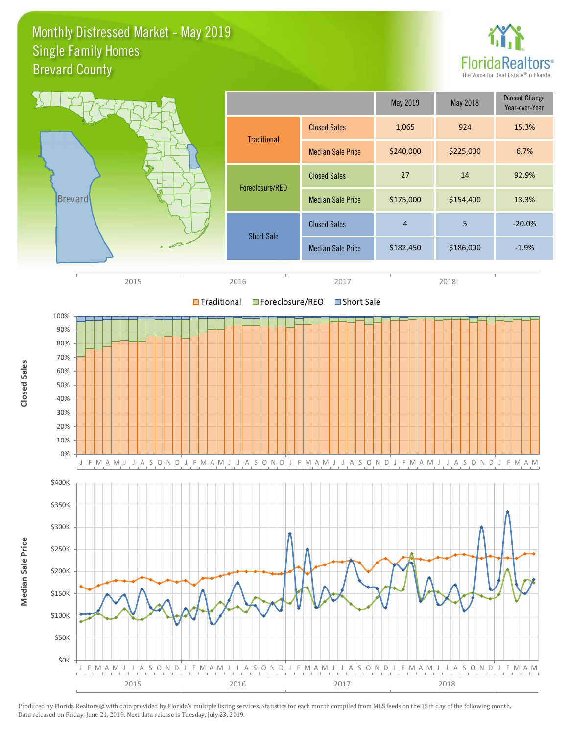# Monthly Distressed Market - May 2019
## Single Family Homes
## Brevard County

FloridaRealtors®
The Voice for Real Estate® in Florida

Brevard

| | | May 2019 | May 2018 | Percent Change Year-over-Year |
|---|---|---|---|---|
| Traditional | Closed Sales | 1,065 | 924 | 15.3% |
| | Median Sale Price | $240,000 | $225,000 | 6.7% |
| Foreclosure/REO | Closed Sales | 27 | 14 | 92.9% |
| | Median Sale Price | $175,000 | $154,400 | 13.3% |
| Short Sale | Closed Sales | 4 | 5 | -20.0% |
| | Median Sale Price | $182,450 | $186,000 | -1.9% |

2015 2016 2017 2018

Traditional Foreclosure/REO Short Sale

Closed Sales

100% 90% 80% 70% 60% 50% 40% 30% 20% 10% 0%

J F M A M J J A S O N D J F M A M J J A S O N D J F M A M J J A S O N D J F M A M J J A S O N D J F M A M

Median Sale Price

$400K $350K $300K $250K $200K $150K $100K $50K $0K

J F M A M J J A S O N D J F M A M J J A S O N D J F M A M J J A S O N D J F M A M J J A S O N D J F M A M

2015 2016 2017 2018

Produced by Florida Realtors® with data provided by Florida's multiple listing services. Statistics for each month compiled from MLS feeds on the 15th day of the following month. Data released on Friday, June 21, 2019. Next data release is Tuesday, July 23, 2019.